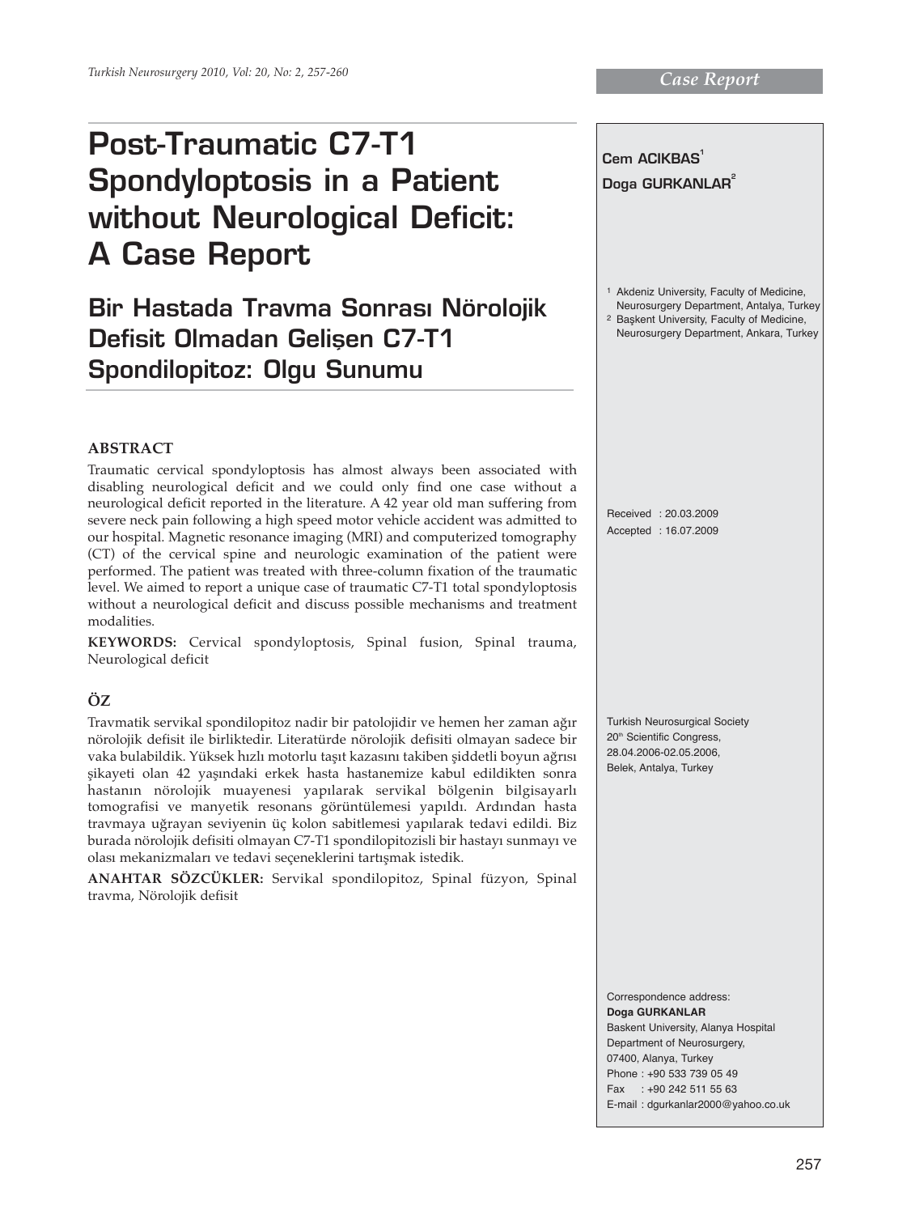Case Report

# Post-Traumatic C7-T1 Spondyloptosis in a Patient without Neurological Deficit: A Case Report

## Bir Hastada Travma Sonrası Nörolojik Defisit Olmadan Gelişen C7-T1 Spondilopitoz: Olgu Sunumu

**Cem ACIKBAS**[1]
**Doga GURKANLAR**[2]

[1] Akdeniz University, Faculty of Medicine, Neurosurgery Department, Antalya, Turkey
[2] Başkent University, Faculty of Medicine, Neurosurgery Department, Ankara, Turkey

Received : 20.03.2009
Accepted : 16.07.2009

Turkish Neurosurgical Society 20th Scientific Congress, 28.04.2006-02.05.2006, Belek, Antalya, Turkey

### ABSTRACT

Traumatic cervical spondyloptosis has almost always been associated with disabling neurological deficit and we could only find one case without a neurological deficit reported in the literature. A 42 year old man suffering from severe neck pain following a high speed motor vehicle accident was admitted to our hospital. Magnetic resonance imaging (MRI) and computerized tomography (CT) of the cervical spine and neurologic examination of the patient were performed. The patient was treated with three-column fixation of the traumatic level. We aimed to report a unique case of traumatic C7-T1 total spondyloptosis without a neurological deficit and discuss possible mechanisms and treatment modalities.

**KEYWORDS:** Cervical spondyloptosis, Spinal fusion, Spinal trauma, Neurological deficit

### ÖZ

Travmatik servikal spondilopitoz nadir bir patolojidir ve hemen her zaman ağır nörolojik defisit ile birliktedir. Literatürde nörolojik defisiti olmayan sadece bir vaka bulabildik. Yüksek hızlı motorlu taşıt kazasını takiben şiddetli boyun ağrısı şikayeti olan 42 yaşındaki erkek hasta hastanemize kabul edildikten sonra hastanın nörolojik muayenesi yapılarak servikal bölgenin bilgisayarlı tomografisi ve manyetik resonans görüntülemesi yapıldı. Ardından hasta travmaya uğrayan seviyenin üç kolon sabitlemesi yapılarak tedavi edildi. Biz burada nörolojik defisiti olmayan C7-T1 spondilopitozisli bir hastayı sunmayı ve olası mekanizmaları ve tedavi seçeneklerini tartışmak istedik.

**ANAHTAR SÖZCÜKLER:** Servikal spondilopitoz, Spinal füzyon, Spinal travma, Nörolojik defisit

Correspondence address:
**Doga GURKANLAR**
Baskent University, Alanya Hospital
Department of Neurosurgery,
07400, Alanya, Turkey
Phone : +90 533 739 05 49
Fax : +90 242 511 55 63
E-mail : dgurkanlar2000@yahoo.co.uk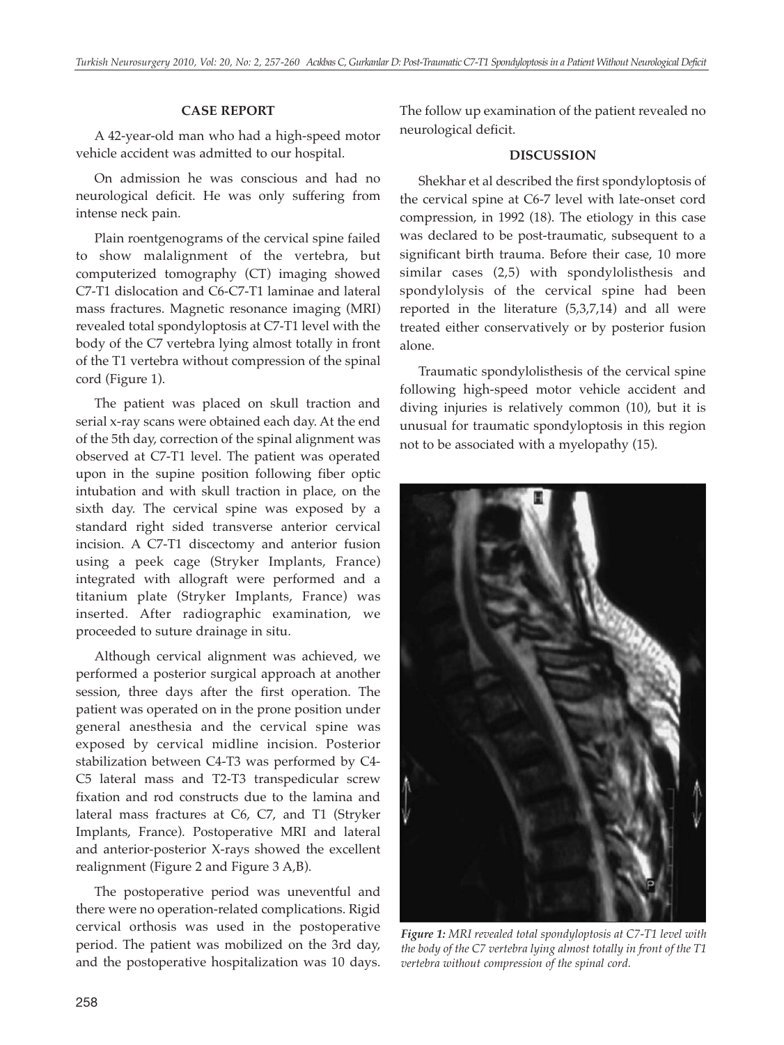## CASE REPORT

A 42-year-old man who had a high-speed motor vehicle accident was admitted to our hospital.

On admission he was conscious and had no neurological deficit. He was only suffering from intense neck pain.

Plain roentgenograms of the cervical spine failed to show malalignment of the vertebra, but computerized tomography (CT) imaging showed C7-T1 dislocation and C6-C7-T1 laminae and lateral mass fractures. Magnetic resonance imaging (MRI) revealed total spondyloptosis at C7-T1 level with the body of the C7 vertebra lying almost totally in front of the T1 vertebra without compression of the spinal cord (Figure 1).

The patient was placed on skull traction and serial x-ray scans were obtained each day. At the end of the 5th day, correction of the spinal alignment was observed at C7-T1 level. The patient was operated upon in the supine position following fiber optic intubation and with skull traction in place, on the sixth day. The cervical spine was exposed by a standard right sided transverse anterior cervical incision. A C7-T1 discectomy and anterior fusion using a peek cage (Stryker Implants, France) integrated with allograft were performed and a titanium plate (Stryker Implants, France) was inserted. After radiographic examination, we proceeded to suture drainage in situ.

Although cervical alignment was achieved, we performed a posterior surgical approach at another session, three days after the first operation. The patient was operated on in the prone position under general anesthesia and the cervical spine was exposed by cervical midline incision. Posterior stabilization between C4-T3 was performed by C4-C5 lateral mass and T2-T3 transpedicular screw fixation and rod constructs due to the lamina and lateral mass fractures at C6, C7, and T1 (Stryker Implants, France). Postoperative MRI and lateral and anterior-posterior X-rays showed the excellent realignment (Figure 2 and Figure 3 A,B).

The postoperative period was uneventful and there were no operation-related complications. Rigid cervical orthosis was used in the postoperative period. The patient was mobilized on the 3rd day, and the postoperative hospitalization was 10 days. The follow up examination of the patient revealed no neurological deficit.

## DISCUSSION

Shekhar et al described the first spondyloptosis of the cervical spine at C6-7 level with late-onset cord compression, in 1992 (18). The etiology in this case was declared to be post-traumatic, subsequent to a significant birth trauma. Before their case, 10 more similar cases (2,5) with spondylolisthesis and spondylolysis of the cervical spine had been reported in the literature (5,3,7,14) and all were treated either conservatively or by posterior fusion alone.

Traumatic spondylolisthesis of the cervical spine following high-speed motor vehicle accident and diving injuries is relatively common (10), but it is unusual for traumatic spondyloptosis in this region not to be associated with a myelopathy (15).

*Figure 1: MRI revealed total spondyloptosis at C7-T1 level with the body of the C7 vertebra lying almost totally in front of the T1 vertebra without compression of the spinal cord.*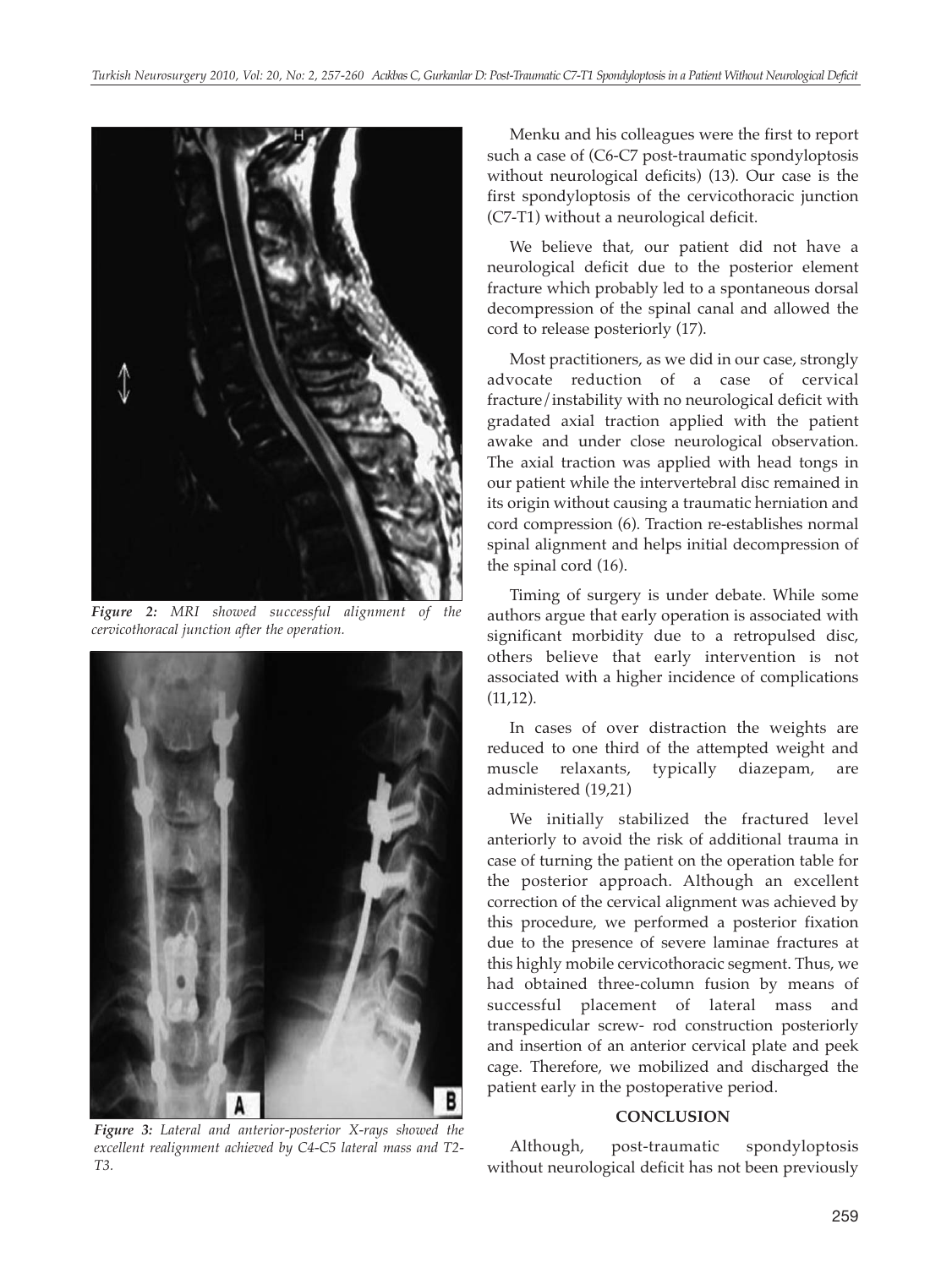*Figure 2: MRI showed successful alignment of the cervicothoracal junction after the operation.*

*Figure 3: Lateral and anterior-posterior X-rays showed the excellent realignment achieved by C4-C5 lateral mass and T2-T3.*

Menku and his colleagues were the first to report such a case of (C6-C7 post-traumatic spondyloptosis without neurological deficits) (13). Our case is the first spondyloptosis of the cervicothoracic junction (C7-T1) without a neurological deficit.

We believe that, our patient did not have a neurological deficit due to the posterior element fracture which probably led to a spontaneous dorsal decompression of the spinal canal and allowed the cord to release posteriorly (17).

Most practitioners, as we did in our case, strongly advocate reduction of a case of cervical fracture/instability with no neurological deficit with gradated axial traction applied with the patient awake and under close neurological observation. The axial traction was applied with head tongs in our patient while the intervertebral disc remained in its origin without causing a traumatic herniation and cord compression (6). Traction re-establishes normal spinal alignment and helps initial decompression of the spinal cord (16).

Timing of surgery is under debate. While some authors argue that early operation is associated with significant morbidity due to a retropulsed disc, others believe that early intervention is not associated with a higher incidence of complications (11,12).

In cases of over distraction the weights are reduced to one third of the attempted weight and muscle relaxants, typically diazepam, are administered (19,21)

We initially stabilized the fractured level anteriorly to avoid the risk of additional trauma in case of turning the patient on the operation table for the posterior approach. Although an excellent correction of the cervical alignment was achieved by this procedure, we performed a posterior fixation due to the presence of severe laminae fractures at this highly mobile cervicothoracic segment. Thus, we had obtained three-column fusion by means of successful placement of lateral mass and transpedicular screw- rod construction posteriorly and insertion of an anterior cervical plate and peek cage. Therefore, we mobilized and discharged the patient early in the postoperative period.

## CONCLUSION

Although, post-traumatic spondyloptosis without neurological deficit has not been previously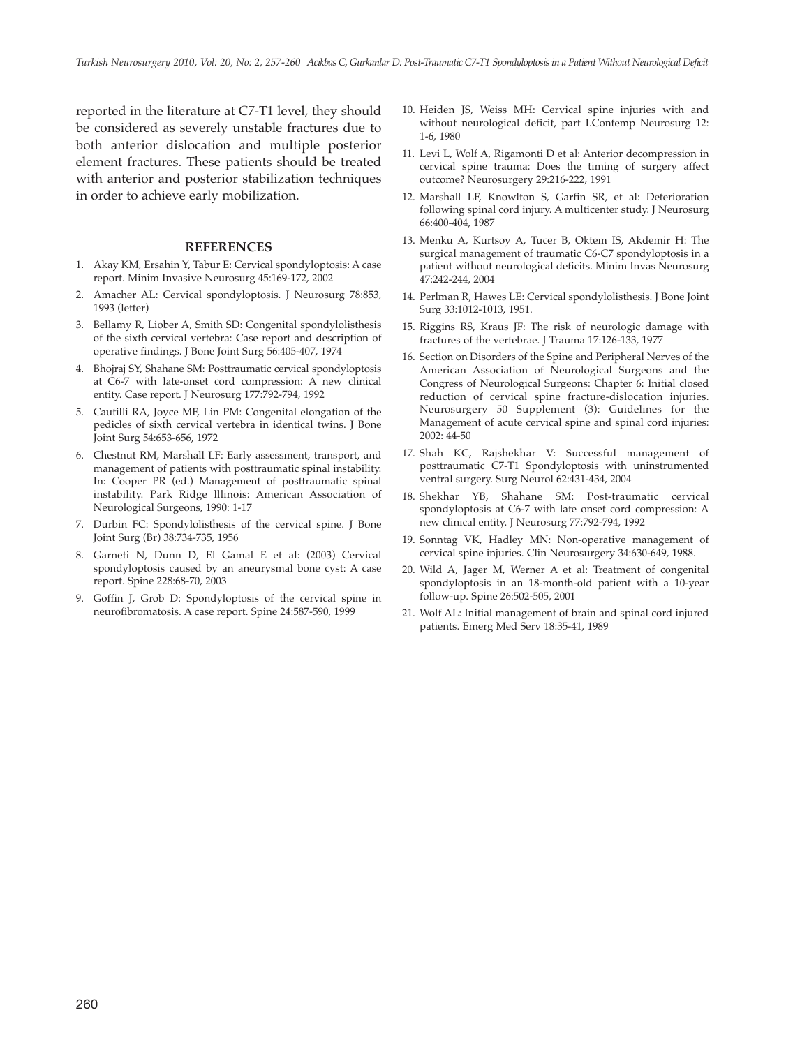reported in the literature at C7-T1 level, they should be considered as severely unstable fractures due to both anterior dislocation and multiple posterior element fractures. These patients should be treated with anterior and posterior stabilization techniques in order to achieve early mobilization.

## REFERENCES

1. Akay KM, Ersahin Y, Tabur E: Cervical spondyloptosis: A case report. Minim Invasive Neurosurg 45:169-172, 2002
2. Amacher AL: Cervical spondyloptosis. J Neurosurg 78:853, 1993 (letter)
3. Bellamy R, Liober A, Smith SD: Congenital spondylolisthesis of the sixth cervical vertebra: Case report and description of operative findings. J Bone Joint Surg 56:405-407, 1974
4. Bhojraj SY, Shahane SM: Posttraumatic cervical spondyloptosis at C6-7 with late-onset cord compression: A new clinical entity. Case report. J Neurosurg 177:792-794, 1992
5. Cautilli RA, Joyce MF, Lin PM: Congenital elongation of the pedicles of sixth cervical vertebra in identical twins. J Bone Joint Surg 54:653-656, 1972
6. Chestnut RM, Marshall LF: Early assessment, transport, and management of patients with posttraumatic spinal instability. In: Cooper PR (ed.) Management of posttraumatic spinal instability. Park Ridge lllinois: American Association of Neurological Surgeons, 1990: 1-17
7. Durbin FC: Spondylolisthesis of the cervical spine. J Bone Joint Surg (Br) 38:734-735, 1956
8. Garneti N, Dunn D, El Gamal E et al: (2003) Cervical spondyloptosis caused by an aneurysmal bone cyst: A case report. Spine 228:68-70, 2003
9. Goffin J, Grob D: Spondyloptosis of the cervical spine in neurofibromatosis. A case report. Spine 24:587-590, 1999
10. Heiden JS, Weiss MH: Cervical spine injuries with and without neurological deficit, part I.Contemp Neurosurg 12: 1-6, 1980
11. Levi L, Wolf A, Rigamonti D et al: Anterior decompression in cervical spine trauma: Does the timing of surgery affect outcome? Neurosurgery 29:216-222, 1991
12. Marshall LF, Knowlton S, Garfin SR, et al: Deterioration following spinal cord injury. A multicenter study. J Neurosurg 66:400-404, 1987
13. Menku A, Kurtsoy A, Tucer B, Oktem IS, Akdemir H: The surgical management of traumatic C6-C7 spondyloptosis in a patient without neurological deficits. Minim Invas Neurosurg 47:242-244, 2004
14. Perlman R, Hawes LE: Cervical spondylolisthesis. J Bone Joint Surg 33:1012-1013, 1951.
15. Riggins RS, Kraus JF: The risk of neurologic damage with fractures of the vertebrae. J Trauma 17:126-133, 1977
16. Section on Disorders of the Spine and Peripheral Nerves of the American Association of Neurological Surgeons and the Congress of Neurological Surgeons: Chapter 6: Initial closed reduction of cervical spine fracture-dislocation injuries. Neurosurgery 50 Supplement (3): Guidelines for the Management of acute cervical spine and spinal cord injuries: 2002: 44-50
17. Shah KC, Rajshekhar V: Successful management of posttraumatic C7-T1 Spondyloptosis with uninstrumented ventral surgery. Surg Neurol 62:431-434, 2004
18. Shekhar YB, Shahane SM: Post-traumatic cervical spondyloptosis at C6-7 with late onset cord compression: A new clinical entity. J Neurosurg 77:792-794, 1992
19. Sonntag VK, Hadley MN: Non-operative management of cervical spine injuries. Clin Neurosurgery 34:630-649, 1988.
20. Wild A, Jager M, Werner A et al: Treatment of congenital spondyloptosis in an 18-month-old patient with a 10-year follow-up. Spine 26:502-505, 2001
21. Wolf AL: Initial management of brain and spinal cord injured patients. Emerg Med Serv 18:35-41, 1989